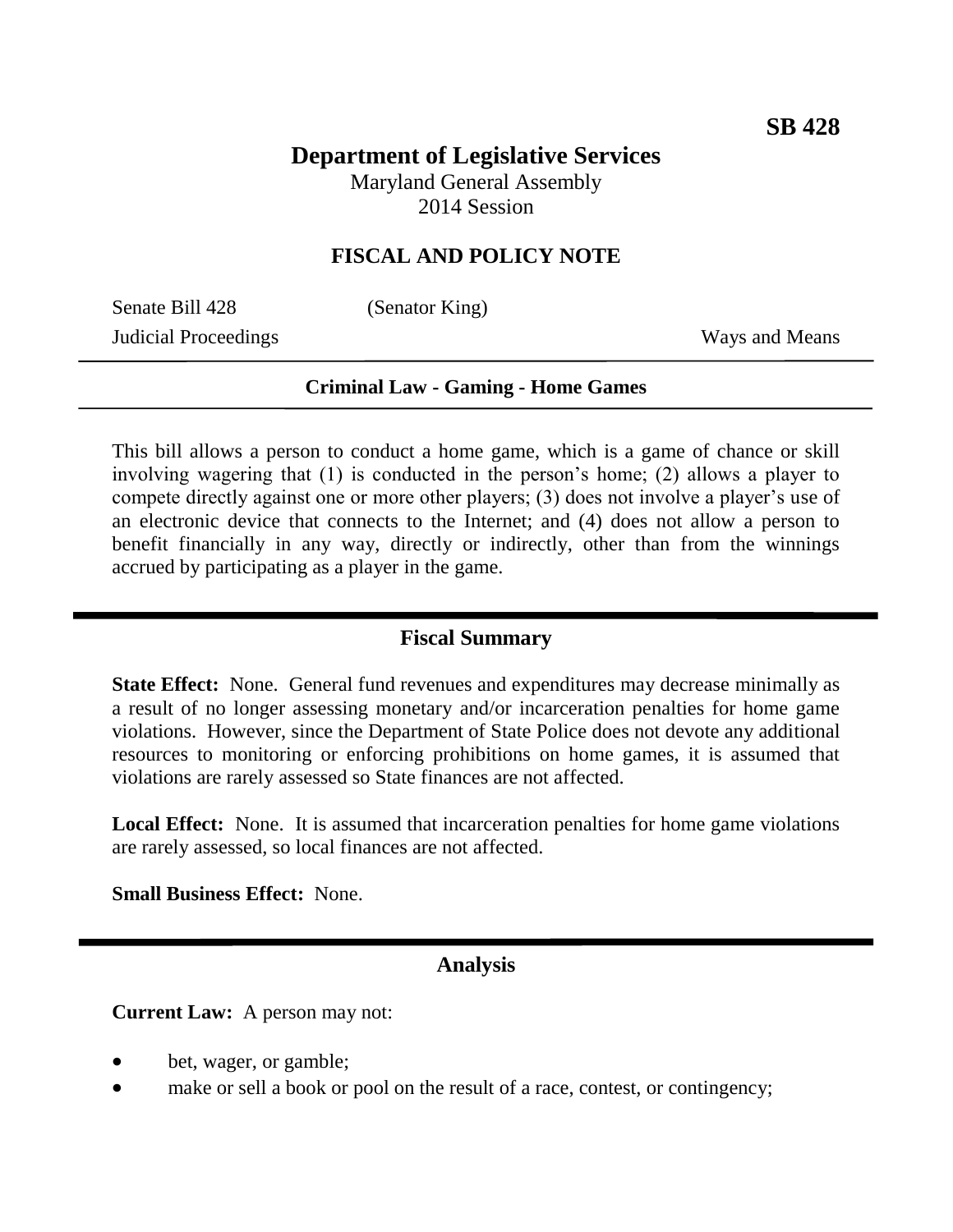**SB 428**

# Department of Legislative Services

Maryland General Assembly
2014 Session

## FISCAL AND POLICY NOTE

Senate Bill 428 (Senator King)
Judicial Proceedings Ways and Means

**Criminal Law - Gaming - Home Games**

This bill allows a person to conduct a home game, which is a game of chance or skill involving wagering that (1) is conducted in the person's home; (2) allows a player to compete directly against one or more other players; (3) does not involve a player's use of an electronic device that connects to the Internet; and (4) does not allow a person to benefit financially in any way, directly or indirectly, other than from the winnings accrued by participating as a player in the game.

## Fiscal Summary

**State Effect:** None. General fund revenues and expenditures may decrease minimally as a result of no longer assessing monetary and/or incarceration penalties for home game violations. However, since the Department of State Police does not devote any additional resources to monitoring or enforcing prohibitions on home games, it is assumed that violations are rarely assessed so State finances are not affected.

**Local Effect:** None. It is assumed that incarceration penalties for home game violations are rarely assessed, so local finances are not affected.

**Small Business Effect:** None.

## Analysis

**Current Law:** A person may not:

- bet, wager, or gamble;
- make or sell a book or pool on the result of a race, contest, or contingency;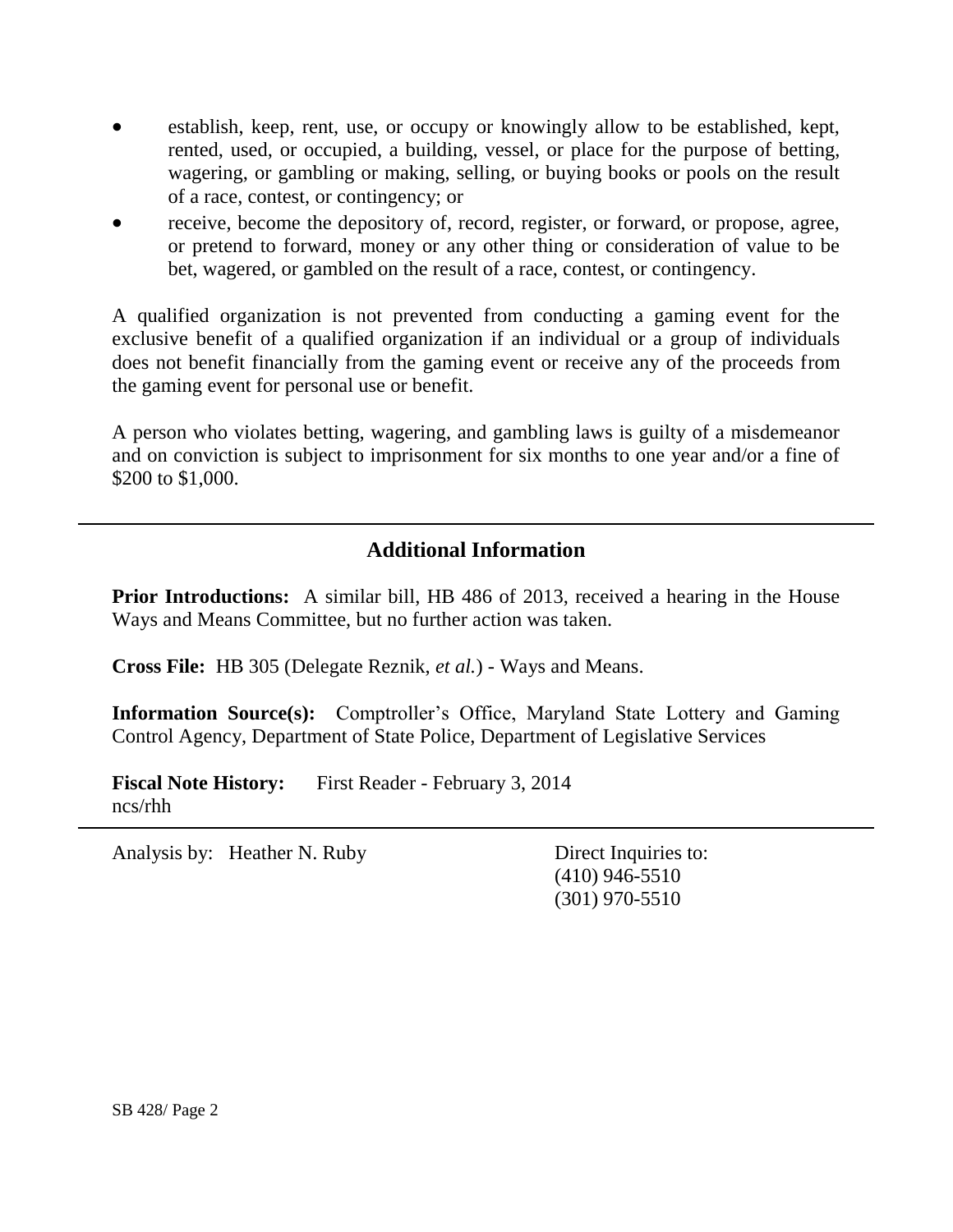- establish, keep, rent, use, or occupy or knowingly allow to be established, kept, rented, used, or occupied, a building, vessel, or place for the purpose of betting, wagering, or gambling or making, selling, or buying books or pools on the result of a race, contest, or contingency; or
- receive, become the depository of, record, register, or forward, or propose, agree, or pretend to forward, money or any other thing or consideration of value to be bet, wagered, or gambled on the result of a race, contest, or contingency.

A qualified organization is not prevented from conducting a gaming event for the exclusive benefit of a qualified organization if an individual or a group of individuals does not benefit financially from the gaming event or receive any of the proceeds from the gaming event for personal use or benefit.

A person who violates betting, wagering, and gambling laws is guilty of a misdemeanor and on conviction is subject to imprisonment for six months to one year and/or a fine of $200 to $1,000.

## Additional Information

**Prior Introductions:** A similar bill, HB 486 of 2013, received a hearing in the House Ways and Means Committee, but no further action was taken.

**Cross File:** HB 305 (Delegate Reznik, *et al.*) - Ways and Means.

**Information Source(s):** Comptroller's Office, Maryland State Lottery and Gaming Control Agency, Department of State Police, Department of Legislative Services

**Fiscal Note History:** First Reader - February 3, 2014
ncs/rhh

Analysis by: Heather N. Ruby

Direct Inquiries to:
(410) 946-5510
(301) 970-5510